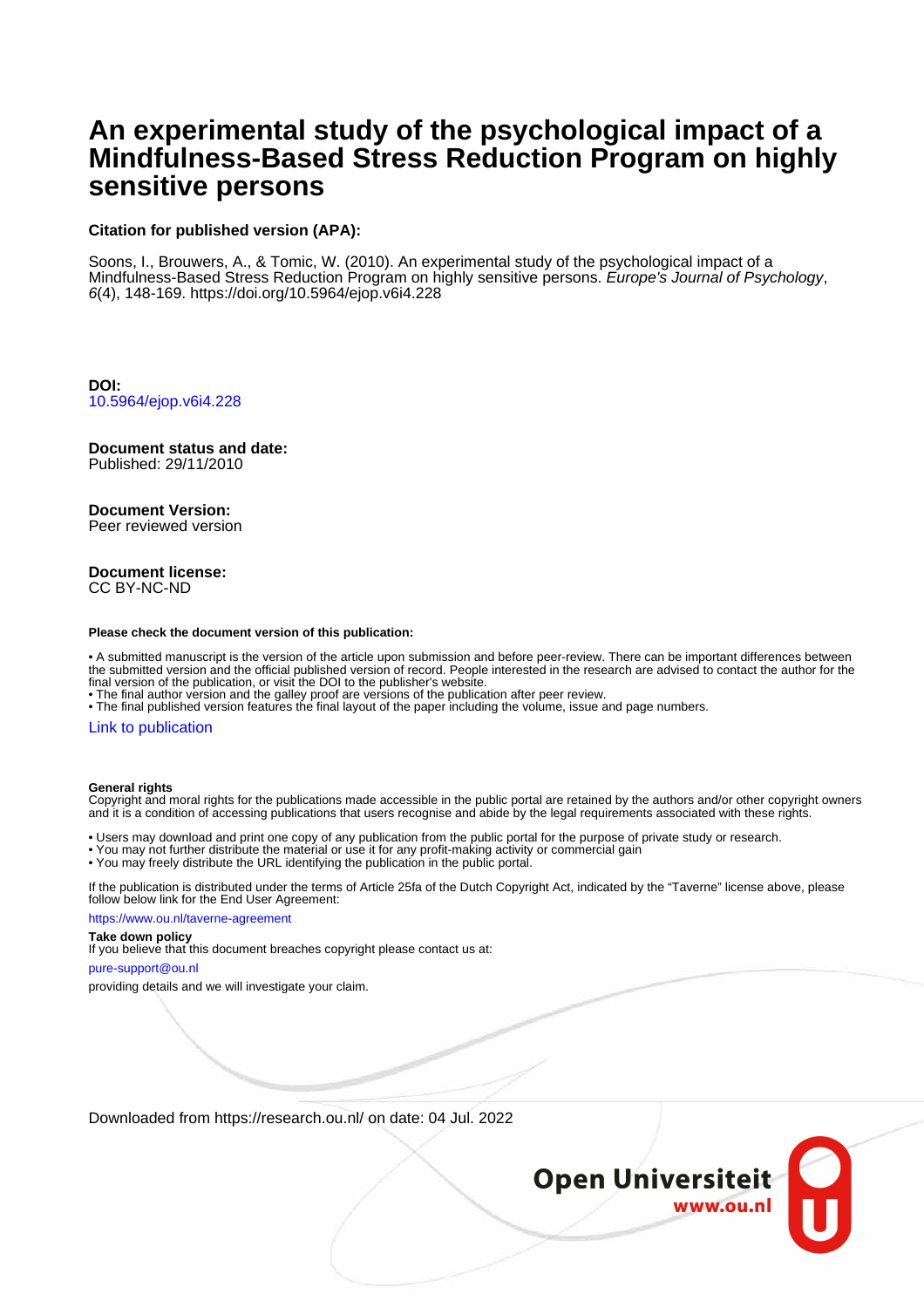# An experimental study of the psychological impact of a Mindfulness-Based Stress Reduction Program on highly sensitive persons

**Citation for published version (APA):**

Soons, I., Brouwers, A., & Tomic, W. (2010). An experimental study of the psychological impact of a Mindfulness-Based Stress Reduction Program on highly sensitive persons. *Europe's Journal of Psychology*, *6*(4), 148-169. https://doi.org/10.5964/ejop.v6i4.228

**DOI:**
10.5964/ejop.v6i4.228

**Document status and date:**
Published: 29/11/2010

**Document Version:**
Peer reviewed version

**Document license:**
CC BY-NC-ND

**Please check the document version of this publication:**

- A submitted manuscript is the version of the article upon submission and before peer-review. There can be important differences between the submitted version and the official published version of record. People interested in the research are advised to contact the author for the final version of the publication, or visit the DOI to the publisher's website.
- The final author version and the galley proof are versions of the publication after peer review.
- The final published version features the final layout of the paper including the volume, issue and page numbers.

Link to publication

**General rights**
Copyright and moral rights for the publications made accessible in the public portal are retained by the authors and/or other copyright owners and it is a condition of accessing publications that users recognise and abide by the legal requirements associated with these rights.

- Users may download and print one copy of any publication from the public portal for the purpose of private study or research.
- You may not further distribute the material or use it for any profit-making activity or commercial gain
- You may freely distribute the URL identifying the publication in the public portal.

If the publication is distributed under the terms of Article 25fa of the Dutch Copyright Act, indicated by the "Taverne" license above, please follow below link for the End User Agreement:

https://www.ou.nl/taverne-agreement

**Take down policy**
If you believe that this document breaches copyright please contact us at:

pure-support@ou.nl

providing details and we will investigate your claim.

Downloaded from https://research.ou.nl/ on date: 04 Jul. 2022

Open Universiteit
www.ou.nl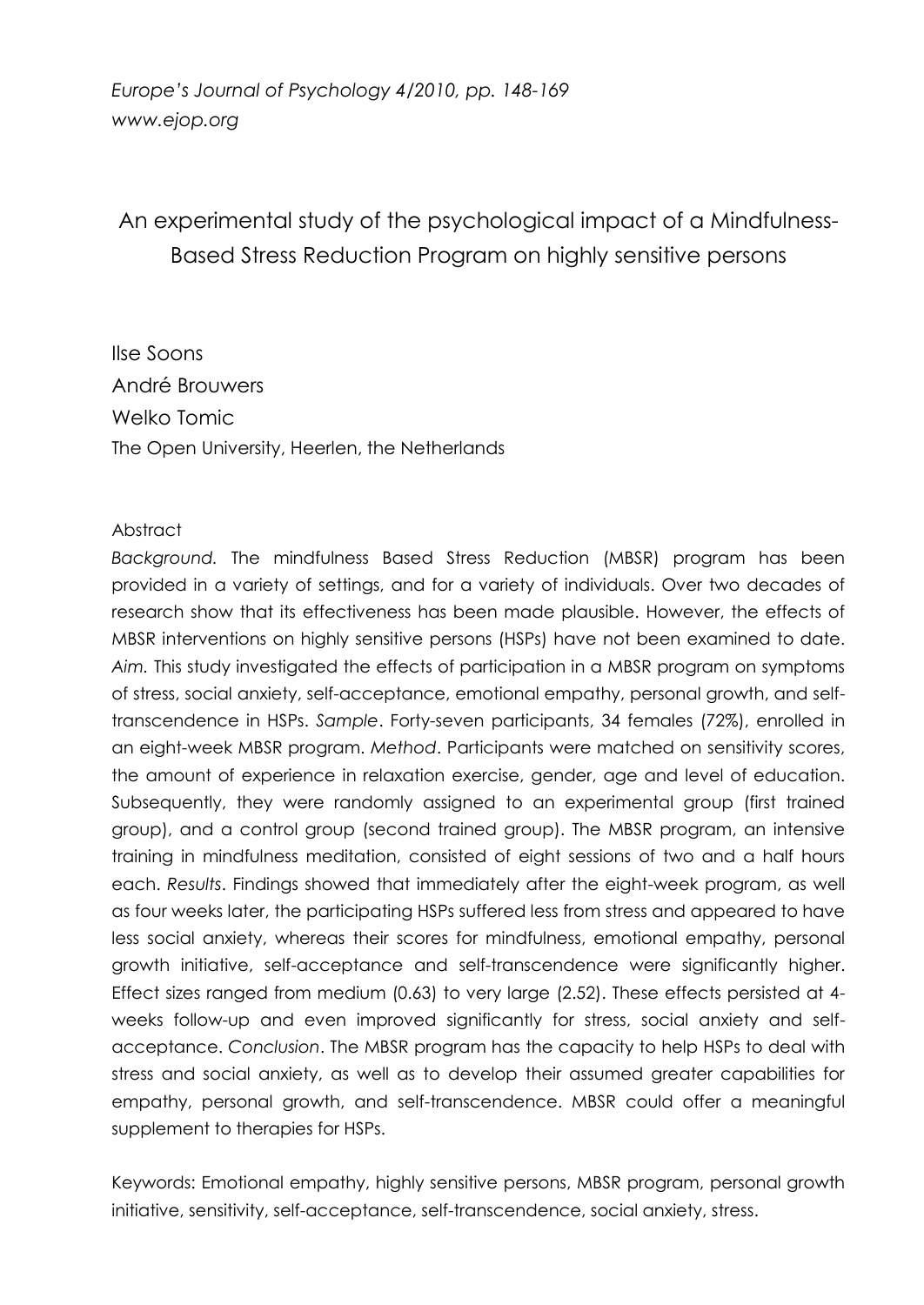*Europe's Journal of Psychology 4/2010, pp. 148-169*
*www.ejop.org*

# An experimental study of the psychological impact of a Mindfulness-Based Stress Reduction Program on highly sensitive persons

Ilse Soons
André Brouwers
Welko Tomic
The Open University, Heerlen, the Netherlands

Abstract

*Background.* The mindfulness Based Stress Reduction (MBSR) program has been provided in a variety of settings, and for a variety of individuals. Over two decades of research show that its effectiveness has been made plausible. However, the effects of MBSR interventions on highly sensitive persons (HSPs) have not been examined to date. *Aim.* This study investigated the effects of participation in a MBSR program on symptoms of stress, social anxiety, self-acceptance, emotional empathy, personal growth, and self-transcendence in HSPs. *Sample*. Forty-seven participants, 34 females (72%), enrolled in an eight-week MBSR program. *Method*. Participants were matched on sensitivity scores, the amount of experience in relaxation exercise, gender, age and level of education. Subsequently, they were randomly assigned to an experimental group (first trained group), and a control group (second trained group). The MBSR program, an intensive training in mindfulness meditation, consisted of eight sessions of two and a half hours each. *Results*. Findings showed that immediately after the eight-week program, as well as four weeks later, the participating HSPs suffered less from stress and appeared to have less social anxiety, whereas their scores for mindfulness, emotional empathy, personal growth initiative, self-acceptance and self-transcendence were significantly higher. Effect sizes ranged from medium (0.63) to very large (2.52). These effects persisted at 4-weeks follow-up and even improved significantly for stress, social anxiety and self-acceptance. *Conclusion*. The MBSR program has the capacity to help HSPs to deal with stress and social anxiety, as well as to develop their assumed greater capabilities for empathy, personal growth, and self-transcendence. MBSR could offer a meaningful supplement to therapies for HSPs.

Keywords: Emotional empathy, highly sensitive persons, MBSR program, personal growth initiative, sensitivity, self-acceptance, self-transcendence, social anxiety, stress.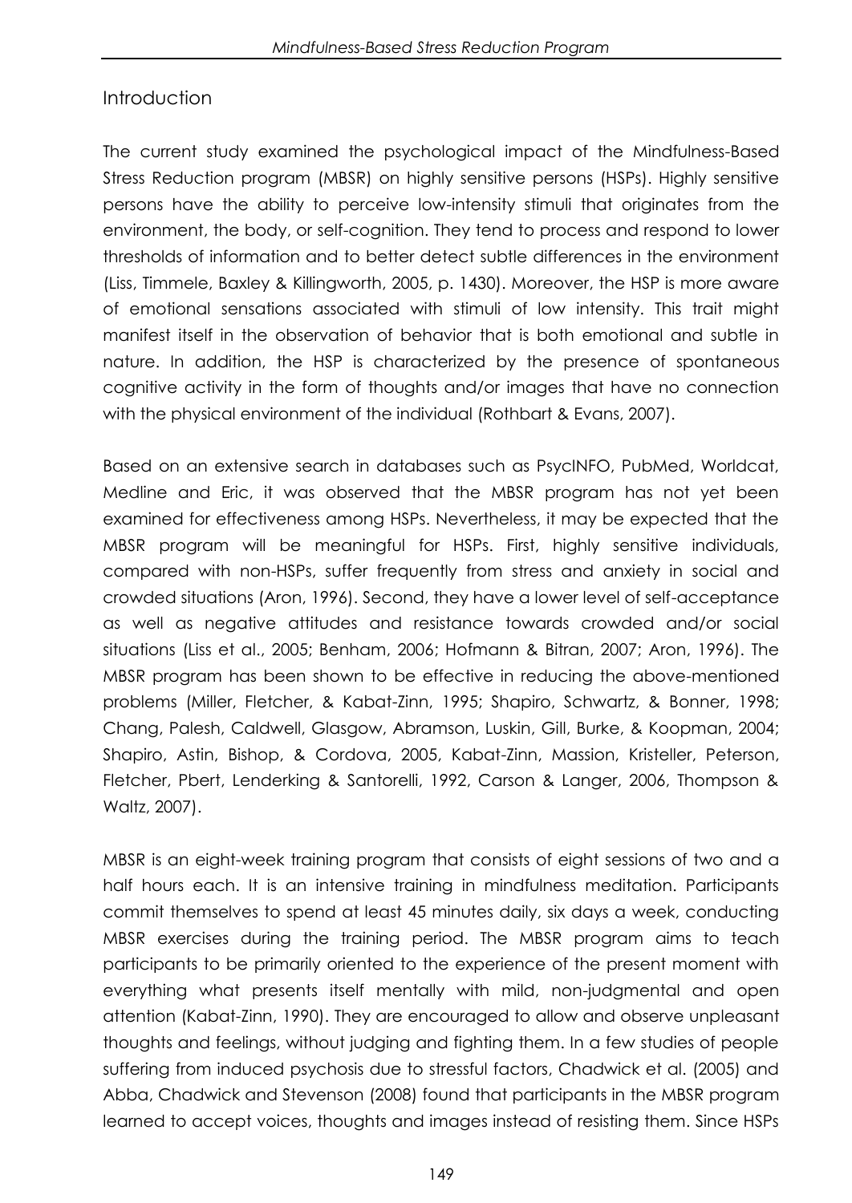## Introduction

The current study examined the psychological impact of the Mindfulness-Based Stress Reduction program (MBSR) on highly sensitive persons (HSPs). Highly sensitive persons have the ability to perceive low-intensity stimuli that originates from the environment, the body, or self-cognition. They tend to process and respond to lower thresholds of information and to better detect subtle differences in the environment (Liss, Timmele, Baxley & Killingworth, 2005, p. 1430). Moreover, the HSP is more aware of emotional sensations associated with stimuli of low intensity. This trait might manifest itself in the observation of behavior that is both emotional and subtle in nature. In addition, the HSP is characterized by the presence of spontaneous cognitive activity in the form of thoughts and/or images that have no connection with the physical environment of the individual (Rothbart & Evans, 2007).

Based on an extensive search in databases such as PsycINFO, PubMed, Worldcat, Medline and Eric, it was observed that the MBSR program has not yet been examined for effectiveness among HSPs. Nevertheless, it may be expected that the MBSR program will be meaningful for HSPs. First, highly sensitive individuals, compared with non-HSPs, suffer frequently from stress and anxiety in social and crowded situations (Aron, 1996). Second, they have a lower level of self-acceptance as well as negative attitudes and resistance towards crowded and/or social situations (Liss et al., 2005; Benham, 2006; Hofmann & Bitran, 2007; Aron, 1996). The MBSR program has been shown to be effective in reducing the above-mentioned problems (Miller, Fletcher, & Kabat-Zinn, 1995; Shapiro, Schwartz, & Bonner, 1998; Chang, Palesh, Caldwell, Glasgow, Abramson, Luskin, Gill, Burke, & Koopman, 2004; Shapiro, Astin, Bishop, & Cordova, 2005, Kabat-Zinn, Massion, Kristeller, Peterson, Fletcher, Pbert, Lenderking & Santorelli, 1992, Carson & Langer, 2006, Thompson & Waltz, 2007).

MBSR is an eight-week training program that consists of eight sessions of two and a half hours each. It is an intensive training in mindfulness meditation. Participants commit themselves to spend at least 45 minutes daily, six days a week, conducting MBSR exercises during the training period. The MBSR program aims to teach participants to be primarily oriented to the experience of the present moment with everything what presents itself mentally with mild, non-judgmental and open attention (Kabat-Zinn, 1990). They are encouraged to allow and observe unpleasant thoughts and feelings, without judging and fighting them. In a few studies of people suffering from induced psychosis due to stressful factors, Chadwick et al. (2005) and Abba, Chadwick and Stevenson (2008) found that participants in the MBSR program learned to accept voices, thoughts and images instead of resisting them. Since HSPs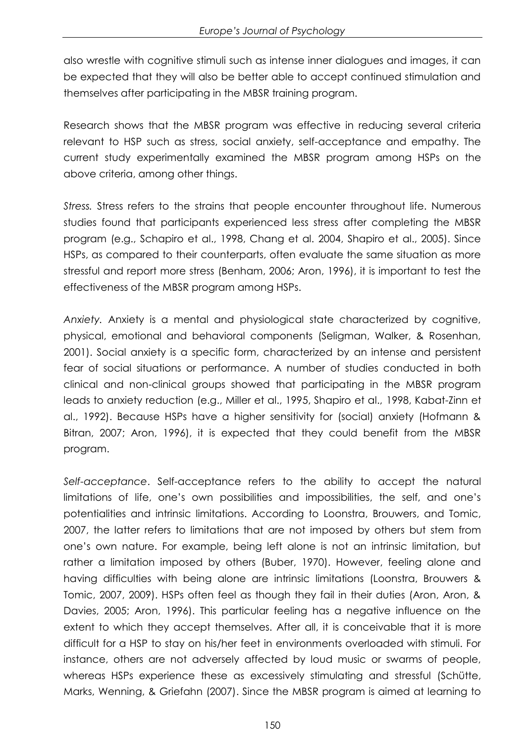also wrestle with cognitive stimuli such as intense inner dialogues and images, it can be expected that they will also be better able to accept continued stimulation and themselves after participating in the MBSR training program.

Research shows that the MBSR program was effective in reducing several criteria relevant to HSP such as stress, social anxiety, self-acceptance and empathy. The current study experimentally examined the MBSR program among HSPs on the above criteria, among other things.

*Stress.* Stress refers to the strains that people encounter throughout life. Numerous studies found that participants experienced less stress after completing the MBSR program (e.g., Schapiro et al., 1998, Chang et al. 2004, Shapiro et al., 2005). Since HSPs, as compared to their counterparts, often evaluate the same situation as more stressful and report more stress (Benham, 2006; Aron, 1996), it is important to test the effectiveness of the MBSR program among HSPs.

*Anxiety.* Anxiety is a mental and physiological state characterized by cognitive, physical, emotional and behavioral components (Seligman, Walker, & Rosenhan, 2001). Social anxiety is a specific form, characterized by an intense and persistent fear of social situations or performance. A number of studies conducted in both clinical and non-clinical groups showed that participating in the MBSR program leads to anxiety reduction (e.g., Miller et al., 1995, Shapiro et al., 1998, Kabat-Zinn et al., 1992). Because HSPs have a higher sensitivity for (social) anxiety (Hofmann & Bitran, 2007; Aron, 1996), it is expected that they could benefit from the MBSR program.

*Self-acceptance*. Self-acceptance refers to the ability to accept the natural limitations of life, one's own possibilities and impossibilities, the self, and one's potentialities and intrinsic limitations. According to Loonstra, Brouwers, and Tomic, 2007, the latter refers to limitations that are not imposed by others but stem from one's own nature. For example, being left alone is not an intrinsic limitation, but rather a limitation imposed by others (Buber, 1970). However, feeling alone and having difficulties with being alone are intrinsic limitations (Loonstra, Brouwers & Tomic, 2007, 2009). HSPs often feel as though they fail in their duties (Aron, Aron, & Davies, 2005; Aron, 1996). This particular feeling has a negative influence on the extent to which they accept themselves. After all, it is conceivable that it is more difficult for a HSP to stay on his/her feet in environments overloaded with stimuli. For instance, others are not adversely affected by loud music or swarms of people, whereas HSPs experience these as excessively stimulating and stressful (Schütte, Marks, Wenning, & Griefahn (2007). Since the MBSR program is aimed at learning to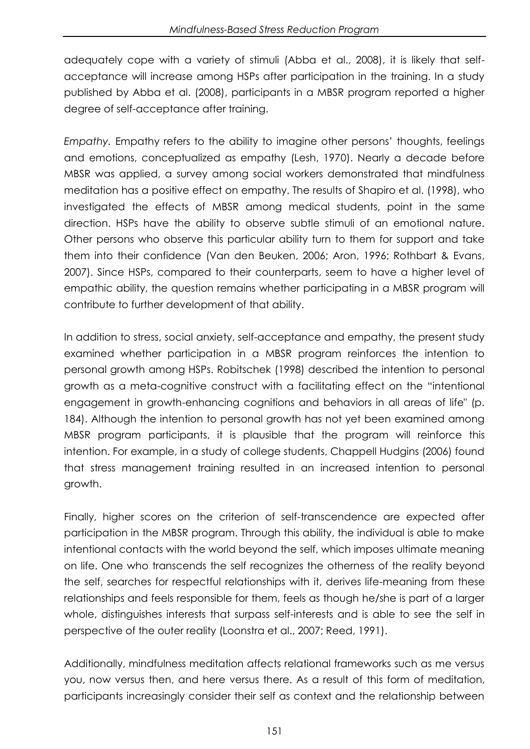adequately cope with a variety of stimuli (Abba et al., 2008), it is likely that self-acceptance will increase among HSPs after participation in the training. In a study published by Abba et al. (2008), participants in a MBSR program reported a higher degree of self-acceptance after training.

*Empathy*. Empathy refers to the ability to imagine other persons' thoughts, feelings and emotions, conceptualized as empathy (Lesh, 1970). Nearly a decade before MBSR was applied, a survey among social workers demonstrated that mindfulness meditation has a positive effect on empathy. The results of Shapiro et al. (1998), who investigated the effects of MBSR among medical students, point in the same direction. HSPs have the ability to observe subtle stimuli of an emotional nature. Other persons who observe this particular ability turn to them for support and take them into their confidence (Van den Beuken, 2006; Aron, 1996; Rothbart & Evans, 2007). Since HSPs, compared to their counterparts, seem to have a higher level of empathic ability, the question remains whether participating in a MBSR program will contribute to further development of that ability.

In addition to stress, social anxiety, self-acceptance and empathy, the present study examined whether participation in a MBSR program reinforces the intention to personal growth among HSPs. Robitschek (1998) described the intention to personal growth as a meta-cognitive construct with a facilitating effect on the "intentional engagement in growth-enhancing cognitions and behaviors in all areas of life" (p. 184). Although the intention to personal growth has not yet been examined among MBSR program participants, it is plausible that the program will reinforce this intention. For example, in a study of college students, Chappell Hudgins (2006) found that stress management training resulted in an increased intention to personal growth.

Finally, higher scores on the criterion of self-transcendence are expected after participation in the MBSR program. Through this ability, the individual is able to make intentional contacts with the world beyond the self, which imposes ultimate meaning on life. One who transcends the self recognizes the otherness of the reality beyond the self, searches for respectful relationships with it, derives life-meaning from these relationships and feels responsible for them, feels as though he/she is part of a larger whole, distinguishes interests that surpass self-interests and is able to see the self in perspective of the outer reality (Loonstra et al., 2007; Reed, 1991).

Additionally, mindfulness meditation affects relational frameworks such as me versus you, now versus then, and here versus there. As a result of this form of meditation, participants increasingly consider their self as context and the relationship between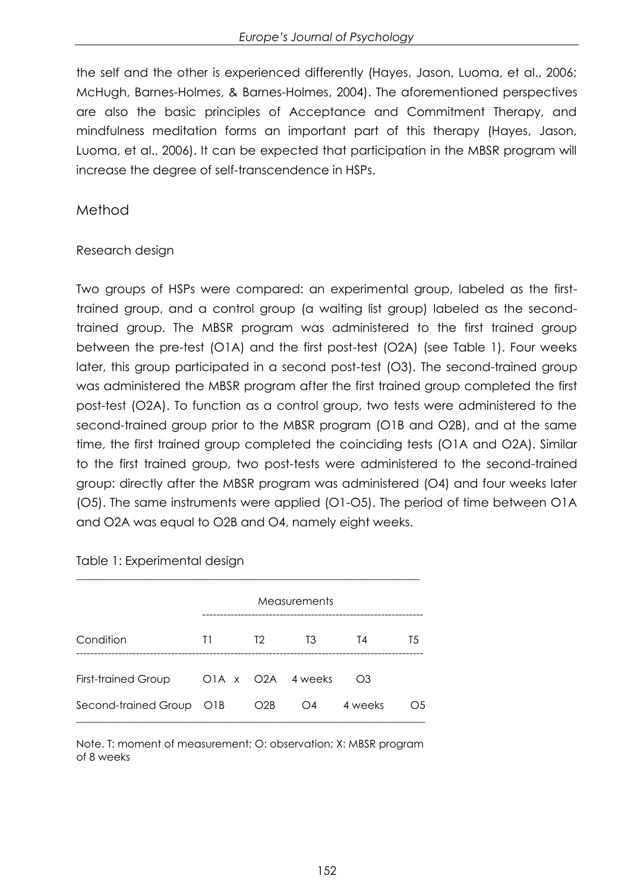the self and the other is experienced differently (Hayes, Jason, Luoma, et al., 2006; McHugh, Barnes-Holmes, & Barnes-Holmes, 2004). The aforementioned perspectives are also the basic principles of Acceptance and Commitment Therapy, and mindfulness meditation forms an important part of this therapy (Hayes, Jason, Luoma, et al., 2006). It can be expected that participation in the MBSR program will increase the degree of self-transcendence in HSPs.

## Method

### Research design

Two groups of HSPs were compared: an experimental group, labeled as the first-trained group, and a control group (a waiting list group) labeled as the second-trained group. The MBSR program was administered to the first trained group between the pre-test (O1A) and the first post-test (O2A) (see Table 1). Four weeks later, this group participated in a second post-test (O3). The second-trained group was administered the MBSR program after the first trained group completed the first post-test (O2A). To function as a control group, two tests were administered to the second-trained group prior to the MBSR program (O1B and O2B), and at the same time, the first trained group completed the coinciding tests (O1A and O2A). Similar to the first trained group, two post-tests were administered to the second-trained group: directly after the MBSR program was administered (O4) and four weeks later (O5). The same instruments were applied (O1-O5). The period of time between O1A and O2A was equal to O2B and O4, namely eight weeks.

Table 1: Experimental design

| | Measurements | | | | |
|---|---|---|---|---|---|
| Condition | T1 | T2 | T3 | T4 | T5 |
| First-trained Group | O1A x | O2A | 4 weeks | O3 | |
| Second-trained Group | O1B | O2B | O4 | 4 weeks | O5 |

Note. T: moment of measurement; O: observation; X: MBSR program of 8 weeks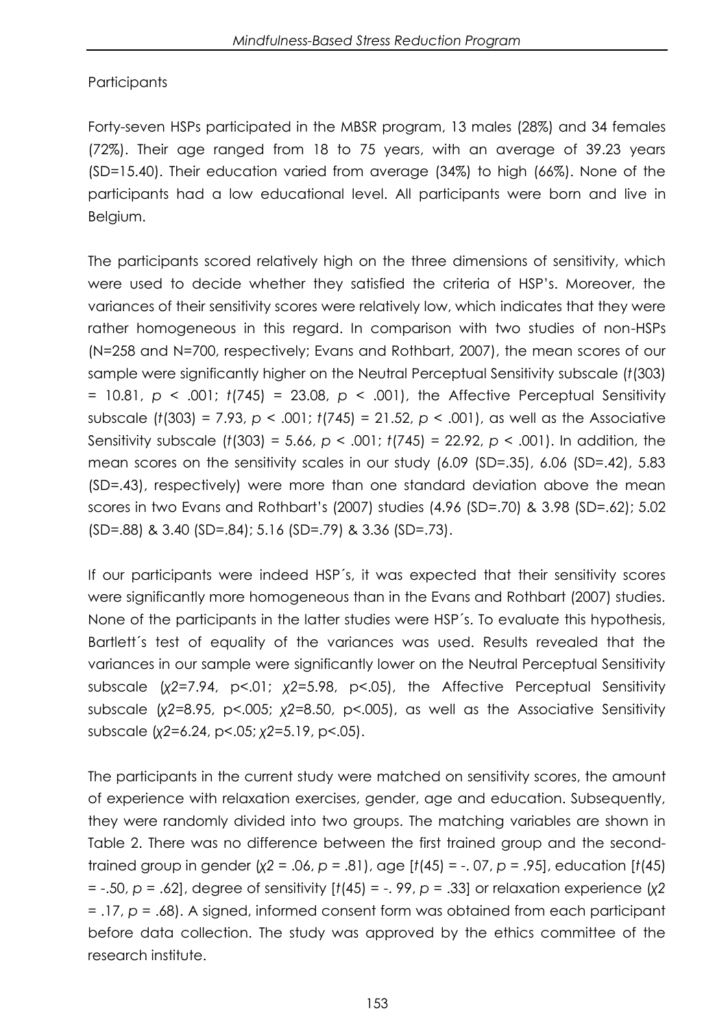Participants

Forty-seven HSPs participated in the MBSR program, 13 males (28%) and 34 females (72%). Their age ranged from 18 to 75 years, with an average of 39.23 years (SD=15.40). Their education varied from average (34%) to high (66%). None of the participants had a low educational level. All participants were born and live in Belgium.

The participants scored relatively high on the three dimensions of sensitivity, which were used to decide whether they satisfied the criteria of HSP's. Moreover, the variances of their sensitivity scores were relatively low, which indicates that they were rather homogeneous in this regard. In comparison with two studies of non-HSPs (N=258 and N=700, respectively; Evans and Rothbart, 2007), the mean scores of our sample were significantly higher on the Neutral Perceptual Sensitivity subscale ($t(303) = 10.81$, $p < .001$; $t(745) = 23.08$, $p < .001$), the Affective Perceptual Sensitivity subscale ($t(303) = 7.93$, $p < .001$; $t(745) = 21.52$, $p < .001$), as well as the Associative Sensitivity subscale ($t(303) = 5.66$, $p < .001$; $t(745) = 22.92$, $p < .001$). In addition, the mean scores on the sensitivity scales in our study (6.09 (SD=.35), 6.06 (SD=.42), 5.83 (SD=.43), respectively) were more than one standard deviation above the mean scores in two Evans and Rothbart's (2007) studies (4.96 (SD=.70) & 3.98 (SD=.62); 5.02 (SD=.88) & 3.40 (SD=.84); 5.16 (SD=.79) & 3.36 (SD=.73).

If our participants were indeed HSP´s, it was expected that their sensitivity scores were significantly more homogeneous than in the Evans and Rothbart (2007) studies. None of the participants in the latter studies were HSP´s. To evaluate this hypothesis, Bartlett´s test of equality of the variances was used. Results revealed that the variances in our sample were significantly lower on the Neutral Perceptual Sensitivity subscale ($\chi^2=7.94$, $p<.01$; $\chi^2=5.98$, $p<.05$), the Affective Perceptual Sensitivity subscale ($\chi^2=8.95$, $p<.005$; $\chi^2=8.50$, $p<.005$), as well as the Associative Sensitivity subscale ($\chi^2=6.24$, $p<.05$; $\chi^2=5.19$, $p<.05$).

The participants in the current study were matched on sensitivity scores, the amount of experience with relaxation exercises, gender, age and education. Subsequently, they were randomly divided into two groups. The matching variables are shown in Table 2. There was no difference between the first trained group and the second-trained group in gender ($\chi^2 = .06$, $p = .81$), age [$t(45) = -.07$, $p = .95$], education [$t(45) = -.50$, $p = .62$], degree of sensitivity [$t(45) = -.99$, $p = .33$] or relaxation experience ($\chi^2 = .17$, $p = .68$). A signed, informed consent form was obtained from each participant before data collection. The study was approved by the ethics committee of the research institute.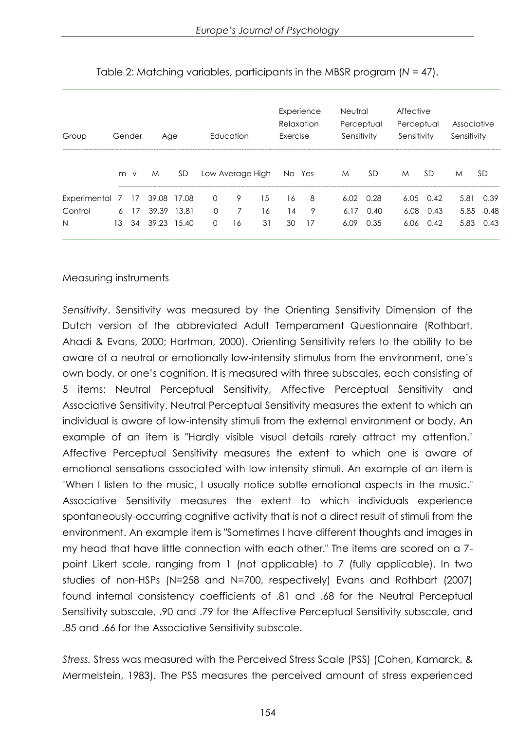Table 2: Matching variables, participants in the MBSR program (*N* = 47).

| Group | Gender | | Age | | Education | | | Experience Relaxation Exercise | | Neutral Perceptual Sensitivity | | Affective Perceptual Sensitivity | | Associative Sensitivity | |
|---|---|---|---|---|---|---|---|---|---|---|---|---|---|---|---|
| | m | v | M | SD | Low | Average | High | No | Yes | M | SD | M | SD | M | SD |
| Experimental | 7 | 17 | 39.08 | 17.08 | 0 | 9 | 15 | 16 | 8 | 6.02 | 0.28 | 6.05 | 0.42 | 5.81 | 0.39 |
| Control | 6 | 17 | 39.39 | 13.81 | 0 | 7 | 16 | 14 | 9 | 6.17 | 0.40 | 6.08 | 0.43 | 5.85 | 0.48 |
| N | 13 | 34 | 39.23 | 15.40 | 0 | 16 | 31 | 30 | 17 | 6.09 | 0.35 | 6.06 | 0.42 | 5.83 | 0.43 |

Measuring instruments

*Sensitivity*. Sensitivity was measured by the Orienting Sensitivity Dimension of the Dutch version of the abbreviated Adult Temperament Questionnaire (Rothbart, Ahadi & Evans, 2000; Hartman, 2000). Orienting Sensitivity refers to the ability to be aware of a neutral or emotionally low-intensity stimulus from the environment, one's own body, or one's cognition. It is measured with three subscales, each consisting of 5 items: Neutral Perceptual Sensitivity, Affective Perceptual Sensitivity and Associative Sensitivity. Neutral Perceptual Sensitivity measures the extent to which an individual is aware of low-intensity stimuli from the external environment or body. An example of an item is "Hardly visible visual details rarely attract my attention." Affective Perceptual Sensitivity measures the extent to which one is aware of emotional sensations associated with low intensity stimuli. An example of an item is "When I listen to the music, I usually notice subtle emotional aspects in the music." Associative Sensitivity measures the extent to which individuals experience spontaneously-occurring cognitive activity that is not a direct result of stimuli from the environment. An example item is "Sometimes I have different thoughts and images in my head that have little connection with each other." The items are scored on a 7-point Likert scale, ranging from 1 (not applicable) to 7 (fully applicable). In two studies of non-HSPs (N=258 and N=700, respectively) Evans and Rothbart (2007) found internal consistency coefficients of .81 and .68 for the Neutral Perceptual Sensitivity subscale, .90 and .79 for the Affective Perceptual Sensitivity subscale, and .85 and .66 for the Associative Sensitivity subscale.

*Stress.* Stress was measured with the Perceived Stress Scale (PSS) (Cohen, Kamarck, & Mermelstein, 1983). The PSS measures the perceived amount of stress experienced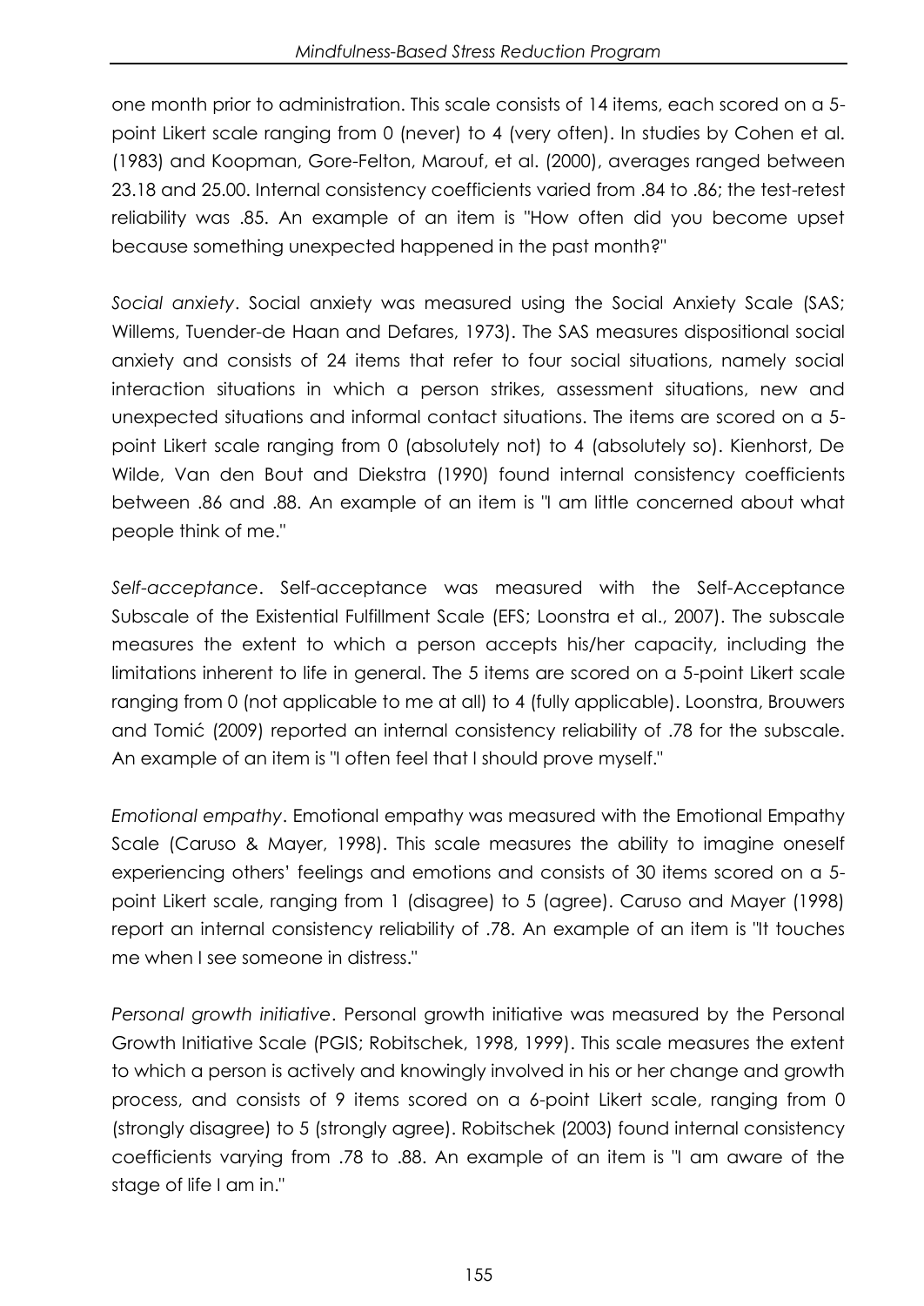one month prior to administration. This scale consists of 14 items, each scored on a 5-point Likert scale ranging from 0 (never) to 4 (very often). In studies by Cohen et al. (1983) and Koopman, Gore-Felton, Marouf, et al. (2000), averages ranged between 23.18 and 25.00. Internal consistency coefficients varied from .84 to .86; the test-retest reliability was .85. An example of an item is "How often did you become upset because something unexpected happened in the past month?"

*Social anxiety*. Social anxiety was measured using the Social Anxiety Scale (SAS; Willems, Tuender-de Haan and Defares, 1973). The SAS measures dispositional social anxiety and consists of 24 items that refer to four social situations, namely social interaction situations in which a person strikes, assessment situations, new and unexpected situations and informal contact situations. The items are scored on a 5-point Likert scale ranging from 0 (absolutely not) to 4 (absolutely so). Kienhorst, De Wilde, Van den Bout and Diekstra (1990) found internal consistency coefficients between .86 and .88. An example of an item is "I am little concerned about what people think of me."

*Self-acceptance*. Self-acceptance was measured with the Self-Acceptance Subscale of the Existential Fulfillment Scale (EFS; Loonstra et al., 2007). The subscale measures the extent to which a person accepts his/her capacity, including the limitations inherent to life in general. The 5 items are scored on a 5-point Likert scale ranging from 0 (not applicable to me at all) to 4 (fully applicable). Loonstra, Brouwers and Tomić (2009) reported an internal consistency reliability of .78 for the subscale. An example of an item is "I often feel that I should prove myself."

*Emotional empathy*. Emotional empathy was measured with the Emotional Empathy Scale (Caruso & Mayer, 1998). This scale measures the ability to imagine oneself experiencing others' feelings and emotions and consists of 30 items scored on a 5-point Likert scale, ranging from 1 (disagree) to 5 (agree). Caruso and Mayer (1998) report an internal consistency reliability of .78. An example of an item is "It touches me when I see someone in distress."

*Personal growth initiative*. Personal growth initiative was measured by the Personal Growth Initiative Scale (PGIS; Robitschek, 1998, 1999). This scale measures the extent to which a person is actively and knowingly involved in his or her change and growth process, and consists of 9 items scored on a 6-point Likert scale, ranging from 0 (strongly disagree) to 5 (strongly agree). Robitschek (2003) found internal consistency coefficients varying from .78 to .88. An example of an item is "I am aware of the stage of life I am in."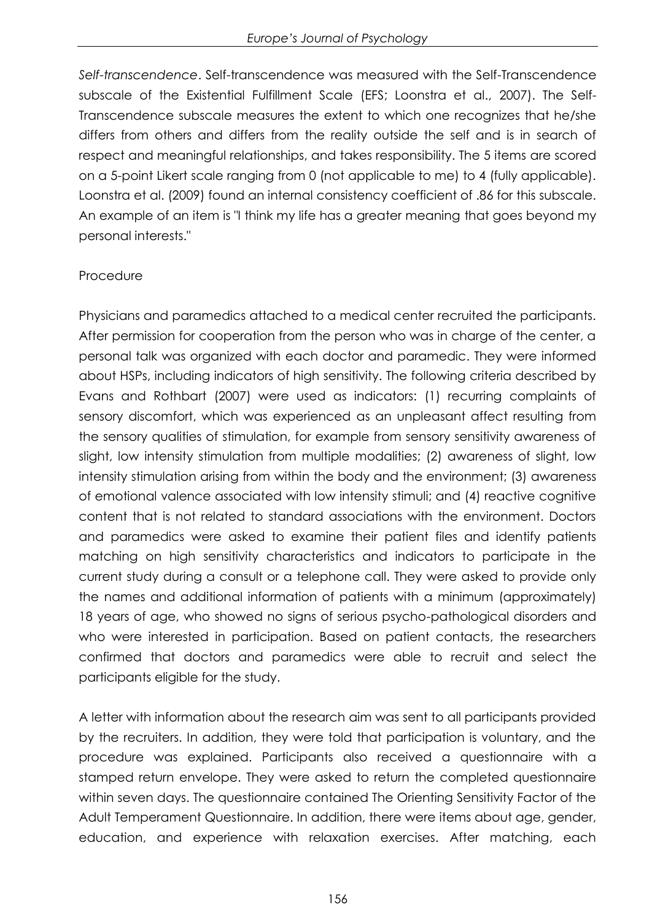*Self-transcendence*. Self-transcendence was measured with the Self-Transcendence subscale of the Existential Fulfillment Scale (EFS; Loonstra et al., 2007). The Self-Transcendence subscale measures the extent to which one recognizes that he/she differs from others and differs from the reality outside the self and is in search of respect and meaningful relationships, and takes responsibility. The 5 items are scored on a 5-point Likert scale ranging from 0 (not applicable to me) to 4 (fully applicable). Loonstra et al. (2009) found an internal consistency coefficient of .86 for this subscale. An example of an item is "I think my life has a greater meaning that goes beyond my personal interests."

Procedure

Physicians and paramedics attached to a medical center recruited the participants. After permission for cooperation from the person who was in charge of the center, a personal talk was organized with each doctor and paramedic. They were informed about HSPs, including indicators of high sensitivity. The following criteria described by Evans and Rothbart (2007) were used as indicators: (1) recurring complaints of sensory discomfort, which was experienced as an unpleasant affect resulting from the sensory qualities of stimulation, for example from sensory sensitivity awareness of slight, low intensity stimulation from multiple modalities; (2) awareness of slight, low intensity stimulation arising from within the body and the environment; (3) awareness of emotional valence associated with low intensity stimuli; and (4) reactive cognitive content that is not related to standard associations with the environment. Doctors and paramedics were asked to examine their patient files and identify patients matching on high sensitivity characteristics and indicators to participate in the current study during a consult or a telephone call. They were asked to provide only the names and additional information of patients with a minimum (approximately) 18 years of age, who showed no signs of serious psycho-pathological disorders and who were interested in participation. Based on patient contacts, the researchers confirmed that doctors and paramedics were able to recruit and select the participants eligible for the study.

A letter with information about the research aim was sent to all participants provided by the recruiters. In addition, they were told that participation is voluntary, and the procedure was explained. Participants also received a questionnaire with a stamped return envelope. They were asked to return the completed questionnaire within seven days. The questionnaire contained The Orienting Sensitivity Factor of the Adult Temperament Questionnaire. In addition, there were items about age, gender, education, and experience with relaxation exercises. After matching, each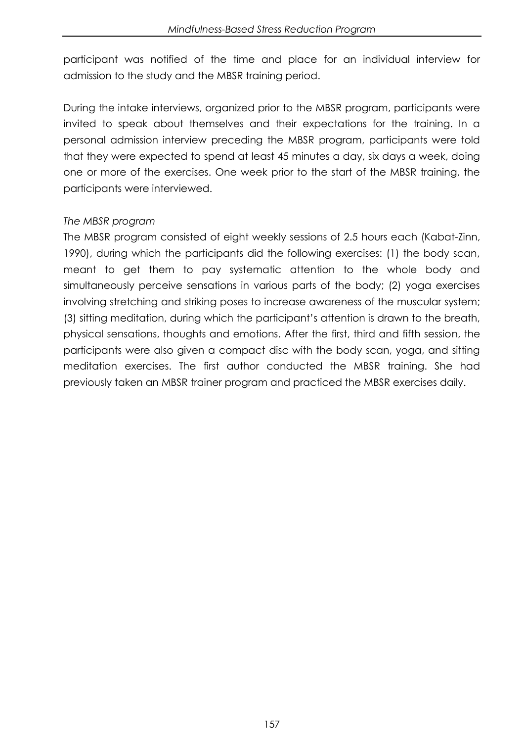participant was notified of the time and place for an individual interview for admission to the study and the MBSR training period.

During the intake interviews, organized prior to the MBSR program, participants were invited to speak about themselves and their expectations for the training. In a personal admission interview preceding the MBSR program, participants were told that they were expected to spend at least 45 minutes a day, six days a week, doing one or more of the exercises. One week prior to the start of the MBSR training, the participants were interviewed.

*The MBSR program*

The MBSR program consisted of eight weekly sessions of 2.5 hours each (Kabat-Zinn, 1990), during which the participants did the following exercises: (1) the body scan, meant to get them to pay systematic attention to the whole body and simultaneously perceive sensations in various parts of the body; (2) yoga exercises involving stretching and striking poses to increase awareness of the muscular system; (3) sitting meditation, during which the participant's attention is drawn to the breath, physical sensations, thoughts and emotions. After the first, third and fifth session, the participants were also given a compact disc with the body scan, yoga, and sitting meditation exercises. The first author conducted the MBSR training. She had previously taken an MBSR trainer program and practiced the MBSR exercises daily.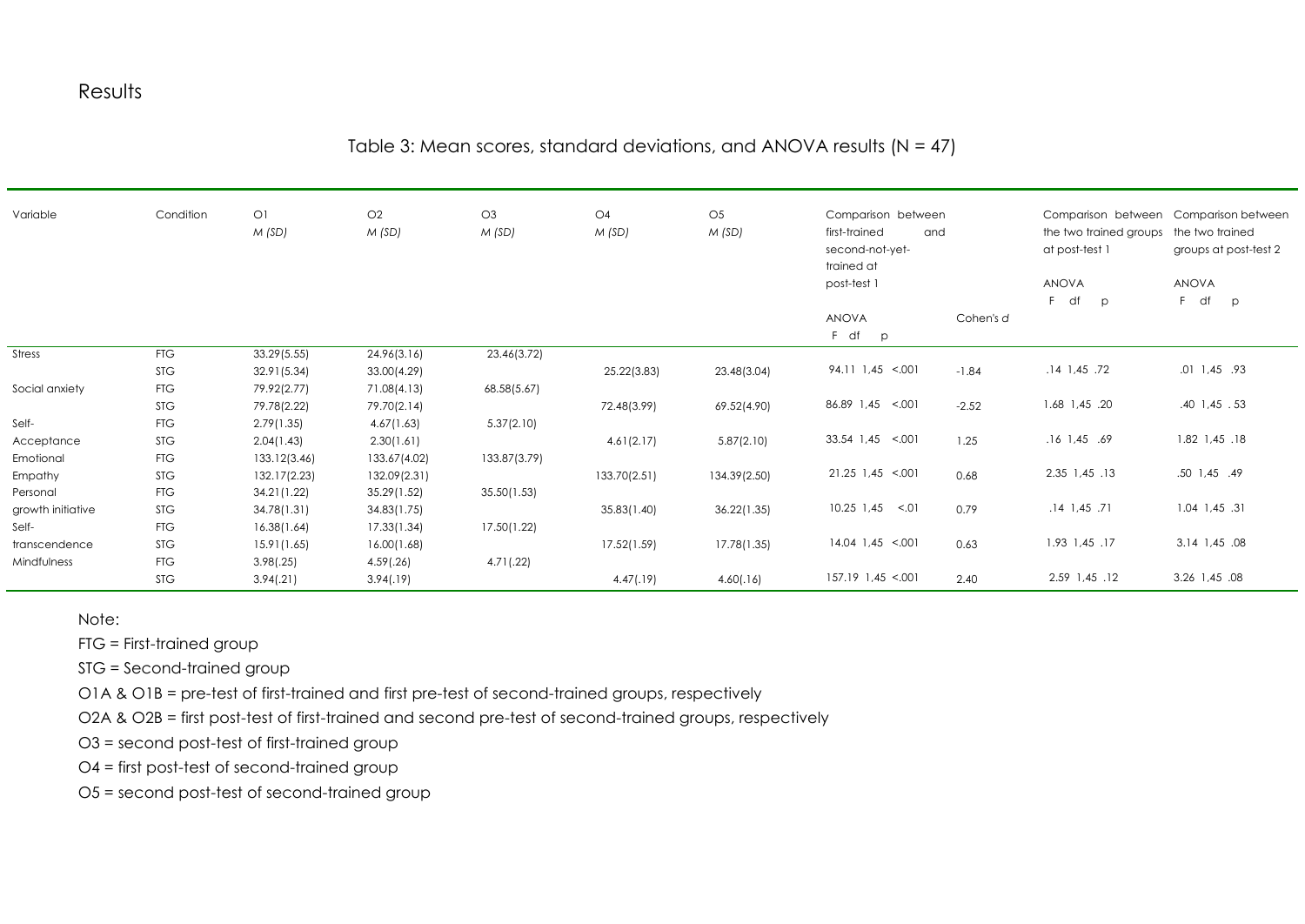## Results

Table 3: Mean scores, standard deviations, and ANOVA results (N = 47)

| Variable | Condition | O1 *M (SD)* | O2 *M (SD)* | O3 *M (SD)* | O4 *M (SD)* | O5 *M (SD)* | Comparison between first-trained and second-not-yet-trained at post-test 1 ANOVA F df p | Cohen's *d* | Comparison between the two trained groups at post-test 1 ANOVA F df p | Comparison between the two trained groups at post-test 2 ANOVA F df p |
|---|---|---|---|---|---|---|---|---|---|---|
| Stress | FTG | 33.29(5.55) | 24.96(3.16) | 23.46(3.72) | | | | | | |
| | STG | 32.91(5.34) | 33.00(4.29) | | 25.22(3.83) | 23.48(3.04) | 94.11 1,45 <.001 | -1.84 | .14 1,45 .72 | .01 1,45 .93 |
| Social anxiety | FTG | 79.92(2.77) | 71.08(4.13) | 68.58(5.67) | | | | | | |
| | STG | 79.78(2.22) | 79.70(2.14) | | 72.48(3.99) | 69.52(4.90) | 86.89 1,45 <.001 | -2.52 | 1.68 1,45 .20 | .40 1,45 . 53 |
| Self-Acceptance | FTG | 2.79(1.35) | 4.67(1.63) | 5.37(2.10) | | | | | | |
| | STG | 2.04(1.43) | 2.30(1.61) | | 4.61(2.17) | 5.87(2.10) | 33.54 1,45 <.001 | 1.25 | .16 1,45 .69 | 1.82 1,45 .18 |
| Emotional Empathy | FTG | 133.12(3.46) | 133.67(4.02) | 133.87(3.79) | | | | | | |
| | STG | 132.17(2.23) | 132.09(2.31) | | 133.70(2.51) | 134.39(2.50) | 21.25 1,45 <.001 | 0.68 | 2.35 1,45 .13 | .50 1,45 .49 |
| Personal growth initiative | FTG | 34.21(1.22) | 35.29(1.52) | 35.50(1.53) | | | | | | |
| | STG | 34.78(1.31) | 34.83(1.75) | | 35.83(1.40) | 36.22(1.35) | 10.25 1,45 <.01 | 0.79 | .14 1,45 .71 | 1.04 1,45 .31 |
| Self-transcendence | FTG | 16.38(1.64) | 17.33(1.34) | 17.50(1.22) | | | | | | |
| | STG | 15.91(1.65) | 16.00(1.68) | | 17.52(1.59) | 17.78(1.35) | 14.04 1,45 <.001 | 0.63 | 1.93 1,45 .17 | 3.14 1,45 .08 |
| Mindfulness | FTG | 3.98(.25) | 4.59(.26) | 4.71(.22) | | | | | | |
| | STG | 3.94(.21) | 3.94(.19) | | 4.47(.19) | 4.60(.16) | 157.19 1,45 <.001 | 2.40 | 2.59 1,45 .12 | 3.26 1,45 .08 |

Note:

FTG = First-trained group

STG = Second-trained group

O1A & O1B = pre-test of first-trained and first pre-test of second-trained groups, respectively

O2A & O2B = first post-test of first-trained and second pre-test of second-trained groups, respectively

O3 = second post-test of first-trained group

O4 = first post-test of second-trained group

O5 = second post-test of second-trained group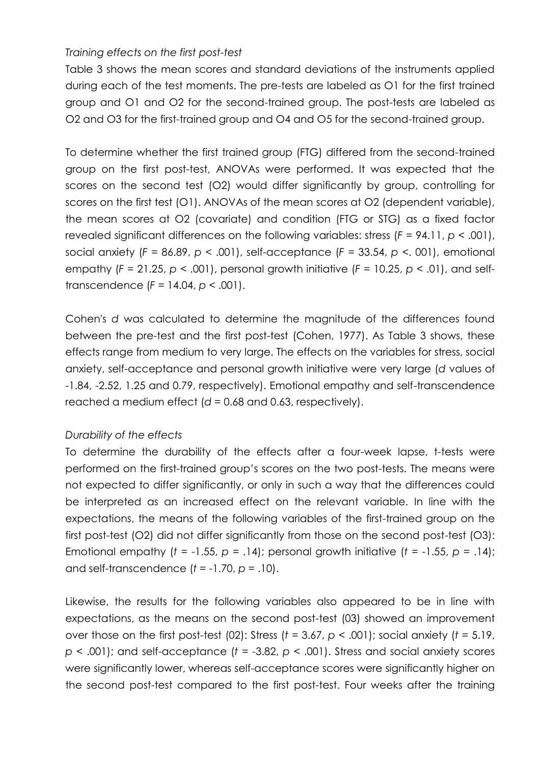*Training effects on the first post-test*

Table 3 shows the mean scores and standard deviations of the instruments applied during each of the test moments. The pre-tests are labeled as O1 for the first trained group and O1 and O2 for the second-trained group. The post-tests are labeled as O2 and O3 for the first-trained group and O4 and O5 for the second-trained group.

To determine whether the first trained group (FTG) differed from the second-trained group on the first post-test, ANOVAs were performed. It was expected that the scores on the second test (O2) would differ significantly by group, controlling for scores on the first test (O1). ANOVAs of the mean scores at O2 (dependent variable), the mean scores at O2 (covariate) and condition (FTG or STG) as a fixed factor revealed significant differences on the following variables: stress ($F$ = 94.11, $p$ < .001), social anxiety ($F$ = 86.89, $p$ < .001), self-acceptance ($F$ = 33.54, $p$ <. 001), emotional empathy ($F$ = 21.25, $p$ < .001), personal growth initiative ($F$ = 10.25, $p$ < .01), and self-transcendence ($F$ = 14.04, $p$ < .001).

Cohen's *d* was calculated to determine the magnitude of the differences found between the pre-test and the first post-test (Cohen, 1977). As Table 3 shows, these effects range from medium to very large. The effects on the variables for stress, social anxiety, self-acceptance and personal growth initiative were very large (*d* values of -1.84, -2.52, 1.25 and 0.79, respectively). Emotional empathy and self-transcendence reached a medium effect (*d* = 0.68 and 0.63, respectively).

*Durability of the effects*

To determine the durability of the effects after a four-week lapse, t-tests were performed on the first-trained group's scores on the two post-tests. The means were not expected to differ significantly, or only in such a way that the differences could be interpreted as an increased effect on the relevant variable. In line with the expectations, the means of the following variables of the first-trained group on the first post-test (O2) did not differ significantly from those on the second post-test (O3): Emotional empathy ($t$ = -1.55, $p$ = .14); personal growth initiative ($t$ = -1.55, $p$ = .14); and self-transcendence ($t$ = -1.70, $p$ = .10).

Likewise, the results for the following variables also appeared to be in line with expectations, as the means on the second post-test (03) showed an improvement over those on the first post-test (02): Stress ($t$ = 3.67, $p$ < .001); social anxiety ($t$ = 5.19, $p$ < .001); and self-acceptance ($t$ = -3.82, $p$ < .001). Stress and social anxiety scores were significantly lower, whereas self-acceptance scores were significantly higher on the second post-test compared to the first post-test. Four weeks after the training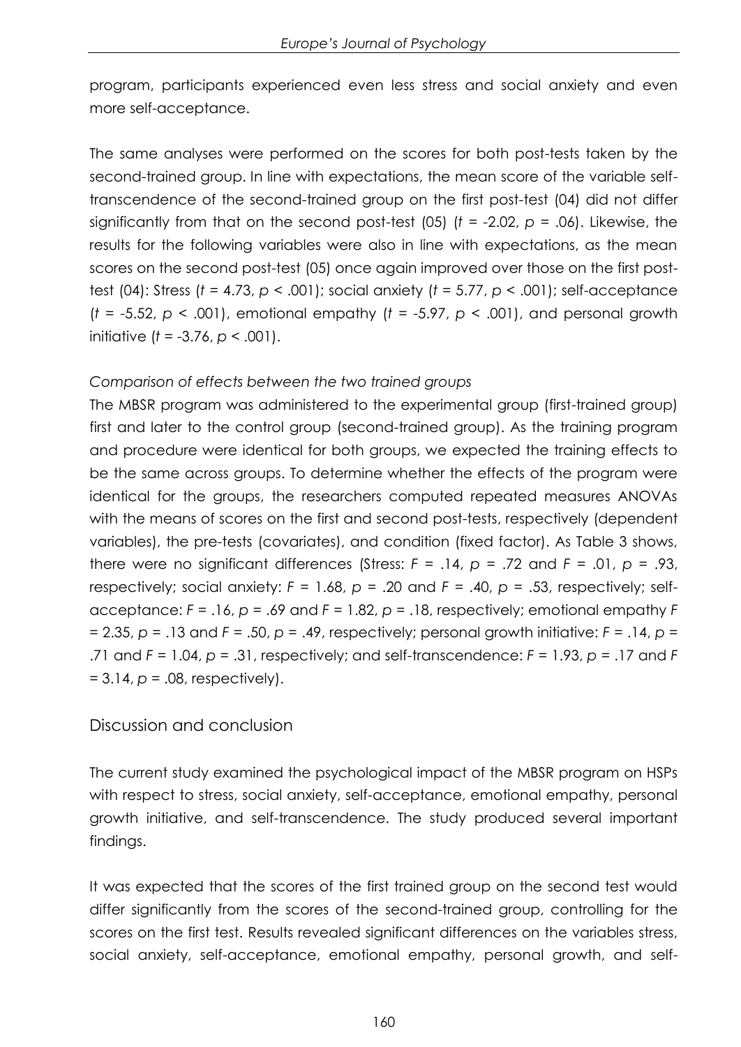program, participants experienced even less stress and social anxiety and even more self-acceptance.

The same analyses were performed on the scores for both post-tests taken by the second-trained group. In line with expectations, the mean score of the variable self-transcendence of the second-trained group on the first post-test (04) did not differ significantly from that on the second post-test (05) ($t$ = -2.02, $p$ = .06). Likewise, the results for the following variables were also in line with expectations, as the mean scores on the second post-test (05) once again improved over those on the first post-test (04): Stress ($t$ = 4.73, $p$ < .001); social anxiety ($t$ = 5.77, $p$ < .001); self-acceptance ($t$ = -5.52, $p$ < .001), emotional empathy ($t$ = -5.97, $p$ < .001), and personal growth initiative ($t$ = -3.76, $p$ < .001).

*Comparison of effects between the two trained groups*

The MBSR program was administered to the experimental group (first-trained group) first and later to the control group (second-trained group). As the training program and procedure were identical for both groups, we expected the training effects to be the same across groups. To determine whether the effects of the program were identical for the groups, the researchers computed repeated measures ANOVAs with the means of scores on the first and second post-tests, respectively (dependent variables), the pre-tests (covariates), and condition (fixed factor). As Table 3 shows, there were no significant differences (Stress: $F$ = .14, $p$ = .72 and $F$ = .01, $p$ = .93, respectively; social anxiety: $F$ = 1.68, $p$ = .20 and $F$ = .40, $p$ = .53, respectively; self-acceptance: $F$ = .16, $p$ = .69 and $F$ = 1.82, $p$ = .18, respectively; emotional empathy $F$ = 2.35, $p$ = .13 and $F$ = .50, $p$ = .49, respectively; personal growth initiative: $F$ = .14, $p$ = .71 and $F$ = 1.04, $p$ = .31, respectively; and self-transcendence: $F$ = 1.93, $p$ = .17 and $F$ = 3.14, $p$ = .08, respectively).

## Discussion and conclusion

The current study examined the psychological impact of the MBSR program on HSPs with respect to stress, social anxiety, self-acceptance, emotional empathy, personal growth initiative, and self-transcendence. The study produced several important findings.

It was expected that the scores of the first trained group on the second test would differ significantly from the scores of the second-trained group, controlling for the scores on the first test. Results revealed significant differences on the variables stress, social anxiety, self-acceptance, emotional empathy, personal growth, and self-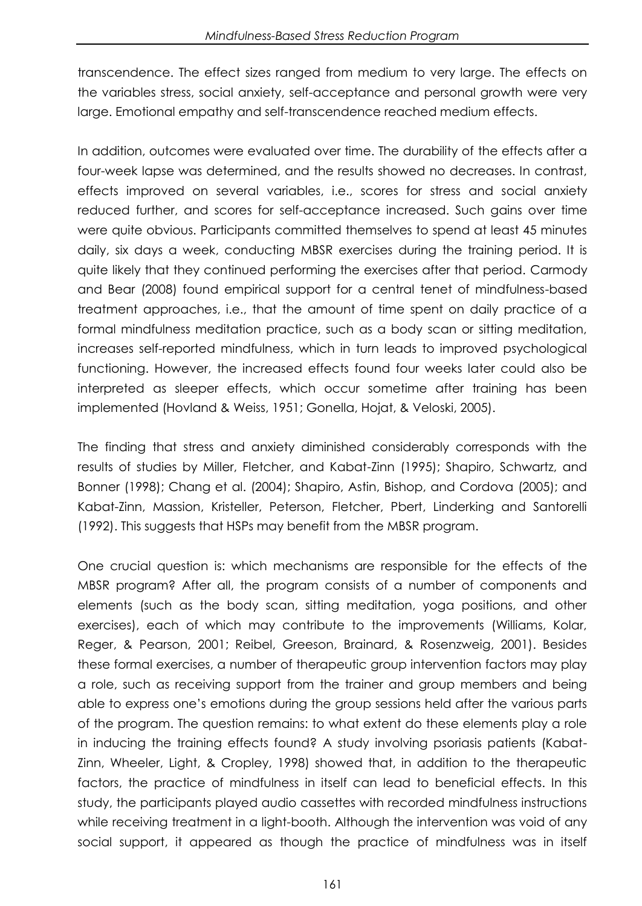transcendence. The effect sizes ranged from medium to very large. The effects on the variables stress, social anxiety, self-acceptance and personal growth were very large. Emotional empathy and self-transcendence reached medium effects.

In addition, outcomes were evaluated over time. The durability of the effects after a four-week lapse was determined, and the results showed no decreases. In contrast, effects improved on several variables, i.e., scores for stress and social anxiety reduced further, and scores for self-acceptance increased. Such gains over time were quite obvious. Participants committed themselves to spend at least 45 minutes daily, six days a week, conducting MBSR exercises during the training period. It is quite likely that they continued performing the exercises after that period. Carmody and Bear (2008) found empirical support for a central tenet of mindfulness-based treatment approaches, i.e., that the amount of time spent on daily practice of a formal mindfulness meditation practice, such as a body scan or sitting meditation, increases self-reported mindfulness, which in turn leads to improved psychological functioning. However, the increased effects found four weeks later could also be interpreted as sleeper effects, which occur sometime after training has been implemented (Hovland & Weiss, 1951; Gonella, Hojat, & Veloski, 2005).

The finding that stress and anxiety diminished considerably corresponds with the results of studies by Miller, Fletcher, and Kabat-Zinn (1995); Shapiro, Schwartz, and Bonner (1998); Chang et al. (2004); Shapiro, Astin, Bishop, and Cordova (2005); and Kabat-Zinn, Massion, Kristeller, Peterson, Fletcher, Pbert, Linderking and Santorelli (1992). This suggests that HSPs may benefit from the MBSR program.

One crucial question is: which mechanisms are responsible for the effects of the MBSR program? After all, the program consists of a number of components and elements (such as the body scan, sitting meditation, yoga positions, and other exercises), each of which may contribute to the improvements (Williams, Kolar, Reger, & Pearson, 2001; Reibel, Greeson, Brainard, & Rosenzweig, 2001). Besides these formal exercises, a number of therapeutic group intervention factors may play a role, such as receiving support from the trainer and group members and being able to express one's emotions during the group sessions held after the various parts of the program. The question remains: to what extent do these elements play a role in inducing the training effects found? A study involving psoriasis patients (Kabat-Zinn, Wheeler, Light, & Cropley, 1998) showed that, in addition to the therapeutic factors, the practice of mindfulness in itself can lead to beneficial effects. In this study, the participants played audio cassettes with recorded mindfulness instructions while receiving treatment in a light-booth. Although the intervention was void of any social support, it appeared as though the practice of mindfulness was in itself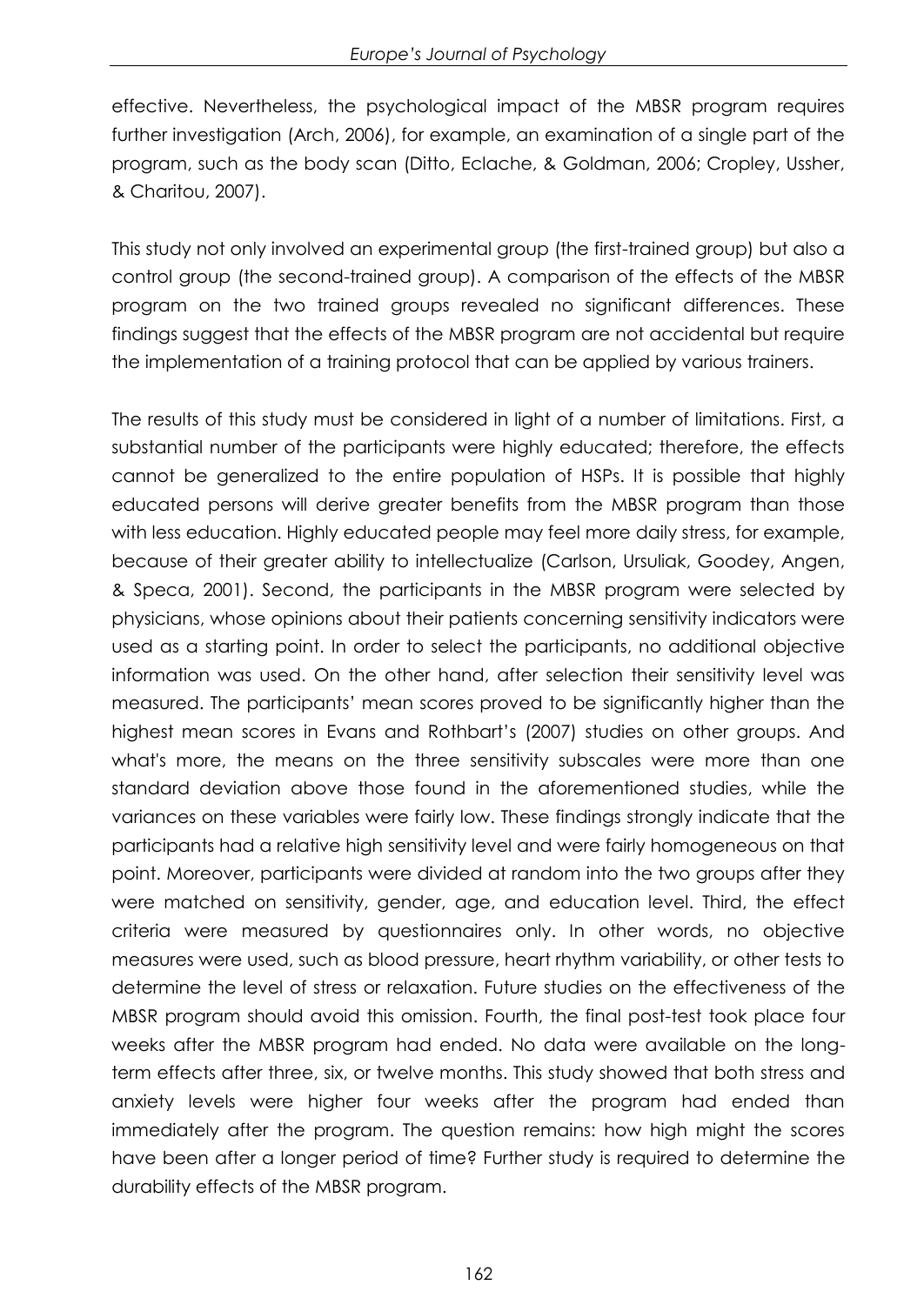effective. Nevertheless, the psychological impact of the MBSR program requires further investigation (Arch, 2006), for example, an examination of a single part of the program, such as the body scan (Ditto, Eclache, & Goldman, 2006; Cropley, Ussher, & Charitou, 2007).

This study not only involved an experimental group (the first-trained group) but also a control group (the second-trained group). A comparison of the effects of the MBSR program on the two trained groups revealed no significant differences. These findings suggest that the effects of the MBSR program are not accidental but require the implementation of a training protocol that can be applied by various trainers.

The results of this study must be considered in light of a number of limitations. First, a substantial number of the participants were highly educated; therefore, the effects cannot be generalized to the entire population of HSPs. It is possible that highly educated persons will derive greater benefits from the MBSR program than those with less education. Highly educated people may feel more daily stress, for example, because of their greater ability to intellectualize (Carlson, Ursuliak, Goodey, Angen, & Speca, 2001). Second, the participants in the MBSR program were selected by physicians, whose opinions about their patients concerning sensitivity indicators were used as a starting point. In order to select the participants, no additional objective information was used. On the other hand, after selection their sensitivity level was measured. The participants' mean scores proved to be significantly higher than the highest mean scores in Evans and Rothbart's (2007) studies on other groups. And what's more, the means on the three sensitivity subscales were more than one standard deviation above those found in the aforementioned studies, while the variances on these variables were fairly low. These findings strongly indicate that the participants had a relative high sensitivity level and were fairly homogeneous on that point. Moreover, participants were divided at random into the two groups after they were matched on sensitivity, gender, age, and education level. Third, the effect criteria were measured by questionnaires only. In other words, no objective measures were used, such as blood pressure, heart rhythm variability, or other tests to determine the level of stress or relaxation. Future studies on the effectiveness of the MBSR program should avoid this omission. Fourth, the final post-test took place four weeks after the MBSR program had ended. No data were available on the long-term effects after three, six, or twelve months. This study showed that both stress and anxiety levels were higher four weeks after the program had ended than immediately after the program. The question remains: how high might the scores have been after a longer period of time? Further study is required to determine the durability effects of the MBSR program.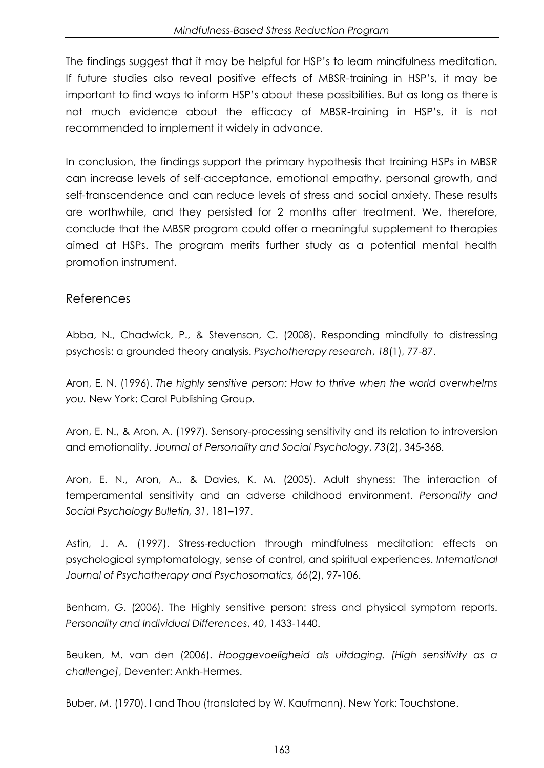The findings suggest that it may be helpful for HSP's to learn mindfulness meditation. If future studies also reveal positive effects of MBSR-training in HSP's, it may be important to find ways to inform HSP's about these possibilities. But as long as there is not much evidence about the efficacy of MBSR-training in HSP's, it is not recommended to implement it widely in advance.

In conclusion, the findings support the primary hypothesis that training HSPs in MBSR can increase levels of self-acceptance, emotional empathy, personal growth, and self-transcendence and can reduce levels of stress and social anxiety. These results are worthwhile, and they persisted for 2 months after treatment. We, therefore, conclude that the MBSR program could offer a meaningful supplement to therapies aimed at HSPs. The program merits further study as a potential mental health promotion instrument.

## References

Abba, N., Chadwick, P., & Stevenson, C. (2008). Responding mindfully to distressing psychosis: a grounded theory analysis. *Psychotherapy research*, *18*(1), 77-87.

Aron, E. N. (1996). *The highly sensitive person: How to thrive when the world overwhelms you.* New York: Carol Publishing Group.

Aron, E. N., & Aron, A. (1997). Sensory-processing sensitivity and its relation to introversion and emotionality. *Journal of Personality and Social Psychology*, *73*(2), 345-368.

Aron, E. N., Aron, A., & Davies, K. M. (2005). Adult shyness: The interaction of temperamental sensitivity and an adverse childhood environment. *Personality and Social Psychology Bulletin, 31*, 181–197.

Astin, J. A. (1997). Stress-reduction through mindfulness meditation: effects on psychological symptomatology, sense of control, and spiritual experiences. *International Journal of Psychotherapy and Psychosomatics,* 66(2), 97-106.

Benham, G. (2006). The Highly sensitive person: stress and physical symptom reports. *Personality and Individual Differences*, *40*, 1433-1440.

Beuken, M. van den (2006). *Hooggevoeligheid als uitdaging. [High sensitivity as a challenge]*, Deventer: Ankh-Hermes.

Buber, M. (1970). I and Thou (translated by W. Kaufmann). New York: Touchstone.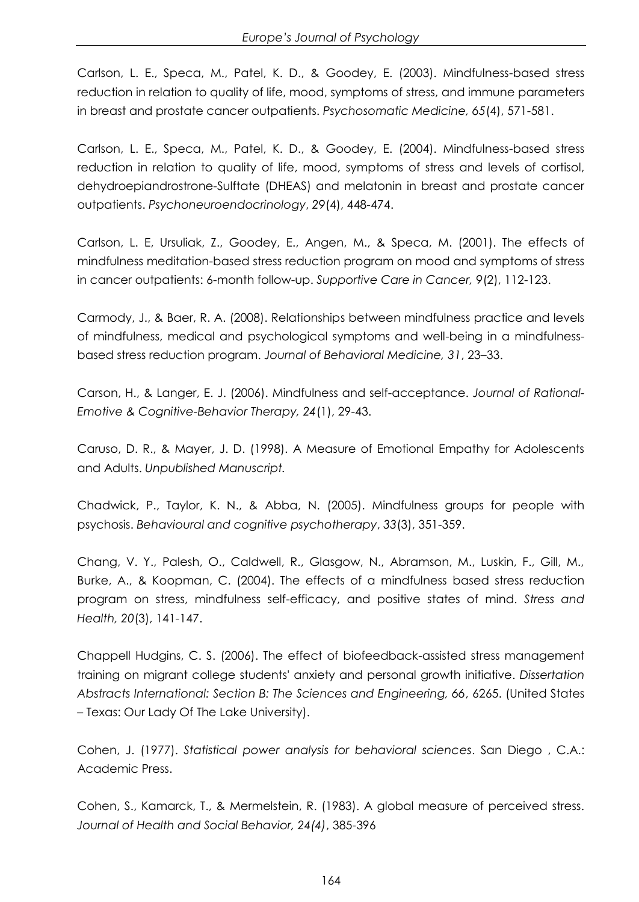Carlson, L. E., Speca, M., Patel, K. D., & Goodey, E. (2003). Mindfulness-based stress reduction in relation to quality of life, mood, symptoms of stress, and immune parameters in breast and prostate cancer outpatients. *Psychosomatic Medicine, 65*(4), 571-581.

Carlson, L. E., Speca, M., Patel, K. D., & Goodey, E. (2004). Mindfulness-based stress reduction in relation to quality of life, mood, symptoms of stress and levels of cortisol, dehydroepiandrostrone-Sulftate (DHEAS) and melatonin in breast and prostate cancer outpatients. *Psychoneuroendocrinology*, *29*(4), 448-474.

Carlson, L. E, Ursuliak, Z., Goodey, E., Angen, M., & Speca, M. (2001). The effects of mindfulness meditation-based stress reduction program on mood and symptoms of stress in cancer outpatients: 6-month follow-up. *Supportive Care in Cancer, 9*(2), 112-123.

Carmody, J., & Baer, R. A. (2008). Relationships between mindfulness practice and levels of mindfulness, medical and psychological symptoms and well-being in a mindfulness-based stress reduction program. *Journal of Behavioral Medicine, 31*, 23–33.

Carson, H., & Langer, E. J. (2006). Mindfulness and self-acceptance. *Journal of Rational-Emotive & Cognitive-Behavior Therapy, 24*(1), 29-43.

Caruso, D. R., & Mayer, J. D. (1998). A Measure of Emotional Empathy for Adolescents and Adults. *Unpublished Manuscript.*

Chadwick, P., Taylor, K. N., & Abba, N. (2005). Mindfulness groups for people with psychosis. *Behavioural and cognitive psychotherapy*, *33*(3), 351-359.

Chang, V. Y., Palesh, O., Caldwell, R., Glasgow, N., Abramson, M., Luskin, F., Gill, M., Burke, A., & Koopman, C. (2004). The effects of a mindfulness based stress reduction program on stress, mindfulness self-efficacy, and positive states of mind. *Stress and Health, 20*(3), 141-147.

Chappell Hudgins, C. S. (2006). The effect of biofeedback-assisted stress management training on migrant college students' anxiety and personal growth initiative. *Dissertation Abstracts International: Section B: The Sciences and Engineering, 66*, 6265. (United States – Texas: Our Lady Of The Lake University).

Cohen, J. (1977). *Statistical power analysis for behavioral sciences*. San Diego , C.A.: Academic Press.

Cohen, S., Kamarck, T., & Mermelstein, R. (1983). A global measure of perceived stress. *Journal of Health and Social Behavior, 24(4)*, 385-396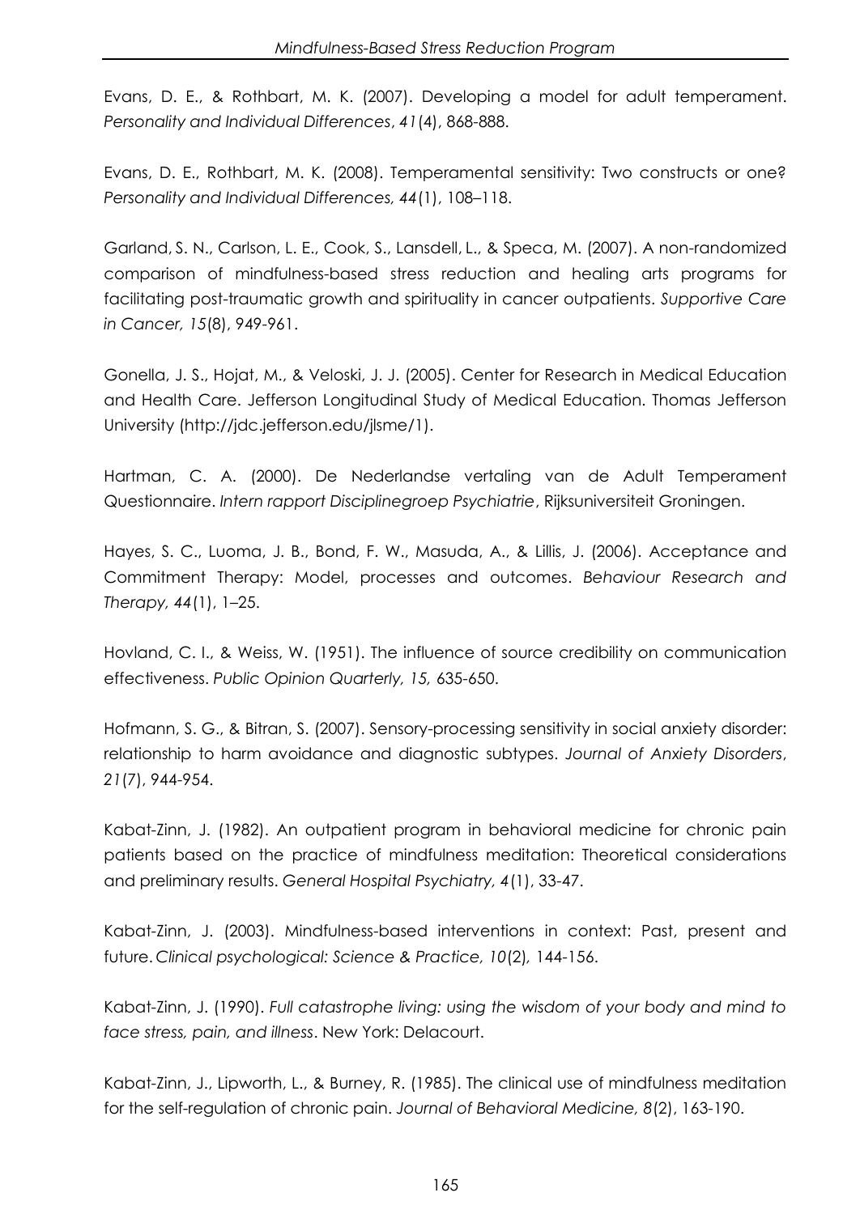Evans, D. E., & Rothbart, M. K. (2007). Developing a model for adult temperament. *Personality and Individual Differences*, *41*(4), 868-888.

Evans, D. E., Rothbart, M. K. (2008). Temperamental sensitivity: Two constructs or one? *Personality and Individual Differences, 44*(1), 108–118.

Garland, S. N., Carlson, L. E., Cook, S., Lansdell, L., & Speca, M. (2007). A non-randomized comparison of mindfulness-based stress reduction and healing arts programs for facilitating post-traumatic growth and spirituality in cancer outpatients. *Supportive Care in Cancer, 15*(8), 949-961.

Gonella, J. S., Hojat, M., & Veloski, J. J. (2005). Center for Research in Medical Education and Health Care. Jefferson Longitudinal Study of Medical Education. Thomas Jefferson University (http://jdc.jefferson.edu/jlsme/1).

Hartman, C. A. (2000). De Nederlandse vertaling van de Adult Temperament Questionnaire. *Intern rapport Disciplinegroep Psychiatrie*, Rijksuniversiteit Groningen.

Hayes, S. C., Luoma, J. B., Bond, F. W., Masuda, A., & Lillis, J. (2006). Acceptance and Commitment Therapy: Model, processes and outcomes. *Behaviour Research and Therapy, 44*(1), 1–25.

Hovland, C. I., & Weiss, W. (1951). The influence of source credibility on communication effectiveness. *Public Opinion Quarterly, 15,* 635-650.

Hofmann, S. G., & Bitran, S. (2007). Sensory-processing sensitivity in social anxiety disorder: relationship to harm avoidance and diagnostic subtypes. *Journal of Anxiety Disorders*, *21*(7), 944-954.

Kabat-Zinn, J. (1982). An outpatient program in behavioral medicine for chronic pain patients based on the practice of mindfulness meditation: Theoretical considerations and preliminary results. *General Hospital Psychiatry, 4*(1), 33-47.

Kabat-Zinn, J. (2003). Mindfulness-based interventions in context: Past, present and future. *Clinical psychological: Science & Practice, 10*(2)*,* 144-156.

Kabat-Zinn, J. (1990). *Full catastrophe living: using the wisdom of your body and mind to face stress, pain, and illness*. New York: Delacourt.

Kabat-Zinn, J., Lipworth, L., & Burney, R. (1985). The clinical use of mindfulness meditation for the self-regulation of chronic pain. *Journal of Behavioral Medicine, 8*(2), 163-190.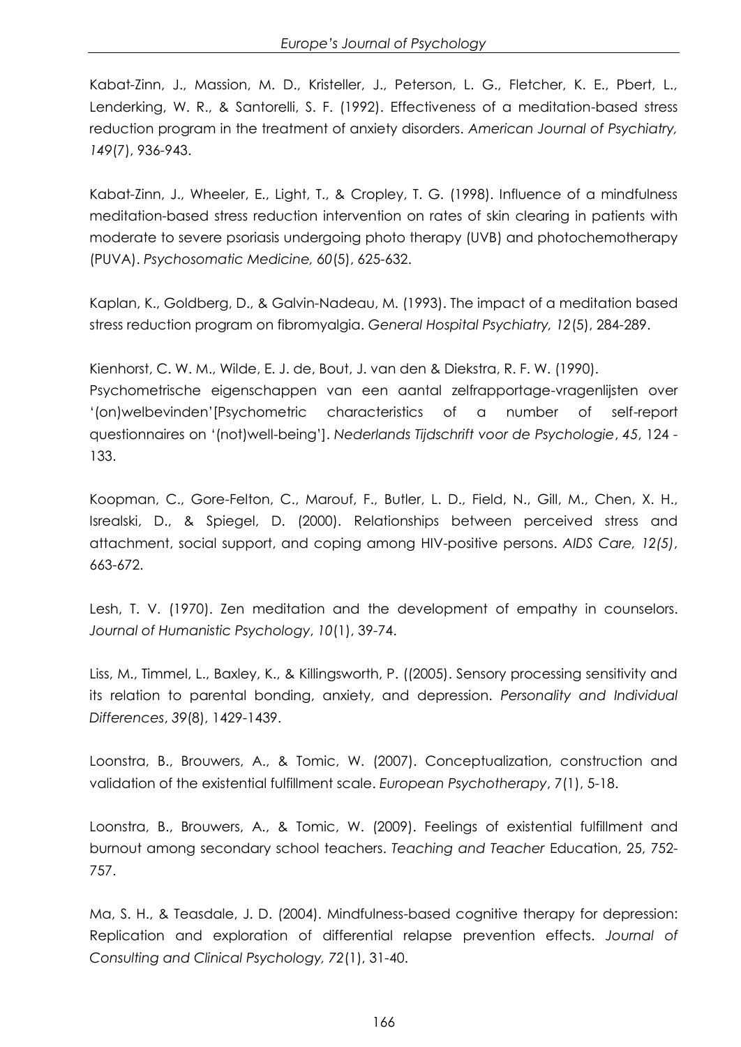Kabat-Zinn, J., Massion, M. D., Kristeller, J., Peterson, L. G., Fletcher, K. E., Pbert, L., Lenderking, W. R., & Santorelli, S. F. (1992). Effectiveness of a meditation-based stress reduction program in the treatment of anxiety disorders. *American Journal of Psychiatry, 149*(7), 936-943.

Kabat-Zinn, J., Wheeler, E., Light, T., & Cropley, T. G. (1998). Influence of a mindfulness meditation-based stress reduction intervention on rates of skin clearing in patients with moderate to severe psoriasis undergoing photo therapy (UVB) and photochemotherapy (PUVA). *Psychosomatic Medicine, 60*(5), 625-632.

Kaplan, K., Goldberg, D., & Galvin-Nadeau, M. (1993). The impact of a meditation based stress reduction program on fibromyalgia. *General Hospital Psychiatry, 12*(5), 284-289.

Kienhorst, C. W. M., Wilde, E. J. de, Bout, J. van den & Diekstra, R. F. W. (1990). Psychometrische eigenschappen van een aantal zelfrapportage-vragenlijsten over '(on)welbevinden'[Psychometric characteristics of a number of self-report questionnaires on '(not)well-being']. *Nederlands Tijdschrift voor de Psychologie*, *45*, 124 - 133.

Koopman, C., Gore-Felton, C., Marouf, F., Butler, L. D., Field, N., Gill, M., Chen, X. H., Isrealski, D., & Spiegel, D. (2000). Relationships between perceived stress and attachment, social support, and coping among HIV-positive persons. *AIDS Care, 12(5)*, 663-672.

Lesh, T. V. (1970). Zen meditation and the development of empathy in counselors. *Journal of Humanistic Psychology*, *10*(1), 39-74.

Liss, M., Timmel, L., Baxley, K., & Killingsworth, P. ((2005). Sensory processing sensitivity and its relation to parental bonding, anxiety, and depression. *Personality and Individual Differences*, *39*(8), 1429-1439.

Loonstra, B., Brouwers, A., & Tomic, W. (2007). Conceptualization, construction and validation of the existential fulfillment scale. *European Psychotherapy*, *7*(1), 5-18.

Loonstra, B., Brouwers, A., & Tomic, W. (2009). Feelings of existential fulfillment and burnout among secondary school teachers. *Teaching and Teacher* Education, 25, 752-757.

Ma, S. H., & Teasdale, J. D. (2004). Mindfulness-based cognitive therapy for depression: Replication and exploration of differential relapse prevention effects. *Journal of Consulting and Clinical Psychology, 72*(1), 31-40.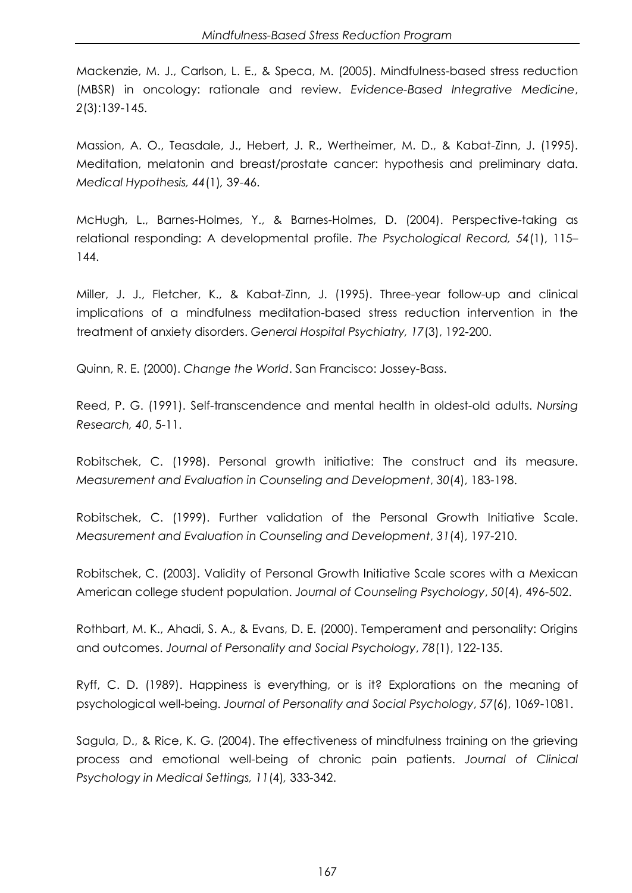Mackenzie, M. J., Carlson, L. E., & Speca, M. (2005). Mindfulness-based stress reduction (MBSR) in oncology: rationale and review. *Evidence-Based Integrative Medicine*, *2*(3):139-145.

Massion, A. O., Teasdale, J., Hebert, J. R., Wertheimer, M. D., & Kabat-Zinn, J. (1995). Meditation, melatonin and breast/prostate cancer: hypothesis and preliminary data. *Medical Hypothesis, 44*(1), 39-46.

McHugh, L., Barnes-Holmes, Y., & Barnes-Holmes, D. (2004). Perspective-taking as relational responding: A developmental profile. *The Psychological Record, 54*(1), 115–144.

Miller, J. J., Fletcher, K., & Kabat-Zinn, J. (1995). Three-year follow-up and clinical implications of a mindfulness meditation-based stress reduction intervention in the treatment of anxiety disorders. *General Hospital Psychiatry, 17*(3), 192-200.

Quinn, R. E. (2000). *Change the World*. San Francisco: Jossey-Bass.

Reed, P. G. (1991). Self-transcendence and mental health in oldest-old adults. *Nursing Research, 40*, 5-11.

Robitschek, C. (1998). Personal growth initiative: The construct and its measure. *Measurement and Evaluation in Counseling and Development*, *30*(4), 183-198.

Robitschek, C. (1999). Further validation of the Personal Growth Initiative Scale. *Measurement and Evaluation in Counseling and Development*, *31*(4), 197-210.

Robitschek, C. (2003). Validity of Personal Growth Initiative Scale scores with a Mexican American college student population. *Journal of Counseling Psychology*, *50*(4), 496-502.

Rothbart, M. K., Ahadi, S. A., & Evans, D. E. (2000). Temperament and personality: Origins and outcomes. *Journal of Personality and Social Psychology*, *78*(1), 122-135.

Ryff, C. D. (1989). Happiness is everything, or is it? Explorations on the meaning of psychological well-being. *Journal of Personality and Social Psychology*, *57*(6), 1069-1081.

Sagula, D., & Rice, K. G. (2004). The effectiveness of mindfulness training on the grieving process and emotional well-being of chronic pain patients. *Journal of Clinical Psychology in Medical Settings, 11*(4), 333-342.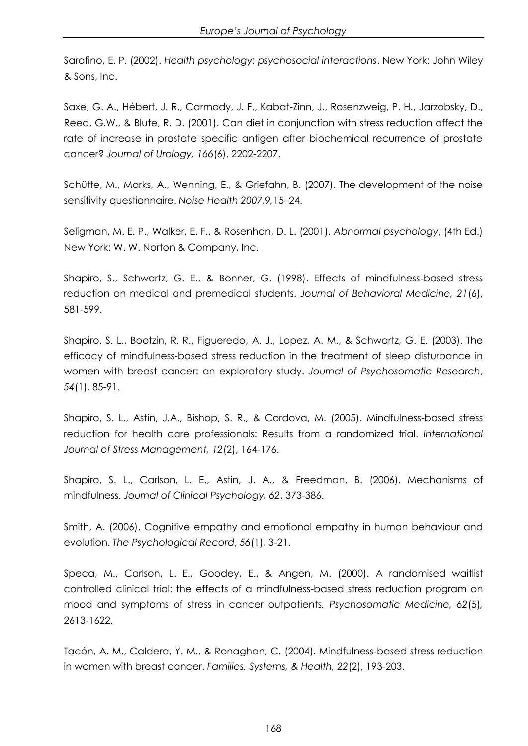Sarafino, E. P. (2002). *Health psychology: psychosocial interactions*. New York: John Wiley & Sons, Inc.

Saxe, G. A., Hébert, J. R., Carmody, J. F., Kabat-Zinn, J., Rosenzweig, P. H., Jarzobsky, D., Reed, G.W., & Blute, R. D. (2001). Can diet in conjunction with stress reduction affect the rate of increase in prostate specific antigen after biochemical recurrence of prostate cancer? *Journal of Urology, 166*(6), 2202-2207.

Schütte, M., Marks, A., Wenning, E., & Griefahn, B. (2007). The development of the noise sensitivity questionnaire. *Noise Health 2007,9,*15–24.

Seligman, M. E. P., Walker, E. F., & Rosenhan, D. L. (2001). *Abnormal psychology*, (4th Ed.) New York: W. W. Norton & Company, Inc.

Shapiro, S., Schwartz, G. E., & Bonner, G. (1998). Effects of mindfulness-based stress reduction on medical and premedical students. *Journal of Behavioral Medicine, 21*(6), 581-599.

Shapiro, S. L., Bootzin, R. R., Figueredo, A. J., Lopez, A. M., & Schwartz, G. E. (2003). The efficacy of mindfulness-based stress reduction in the treatment of sleep disturbance in women with breast cancer: an exploratory study. *Journal of Psychosomatic Research*, *54*(1), 85-91.

Shapiro, S. L., Astin, J.A., Bishop, S. R., & Cordova, M. (2005). Mindfulness-based stress reduction for health care professionals: Results from a randomized trial. *International Journal of Stress Management, 12*(2), 164-176.

Shapiro, S. L., Carlson, L. E., Astin, J. A., & Freedman, B. (2006). Mechanisms of mindfulness. *Journal of Clinical Psychology, 62*, 373-386.

Smith, A. (2006). Cognitive empathy and emotional empathy in human behaviour and evolution. *The Psychological Record*, *56*(1), 3-21.

Speca, M., Carlson, L. E., Goodey, E., & Angen, M. (2000). A randomised waitlist controlled clinical trial: the effects of a mindfulness-based stress reduction program on mood and symptoms of stress in cancer outpatients*. Psychosomatic Medicine, 62*(5)*,* 2613-1622.

Tacón, A. M., Caldera, Y. M., & Ronaghan, C. (2004). Mindfulness-based stress reduction in women with breast cancer. *Families, Systems, & Health, 22*(2), 193-203.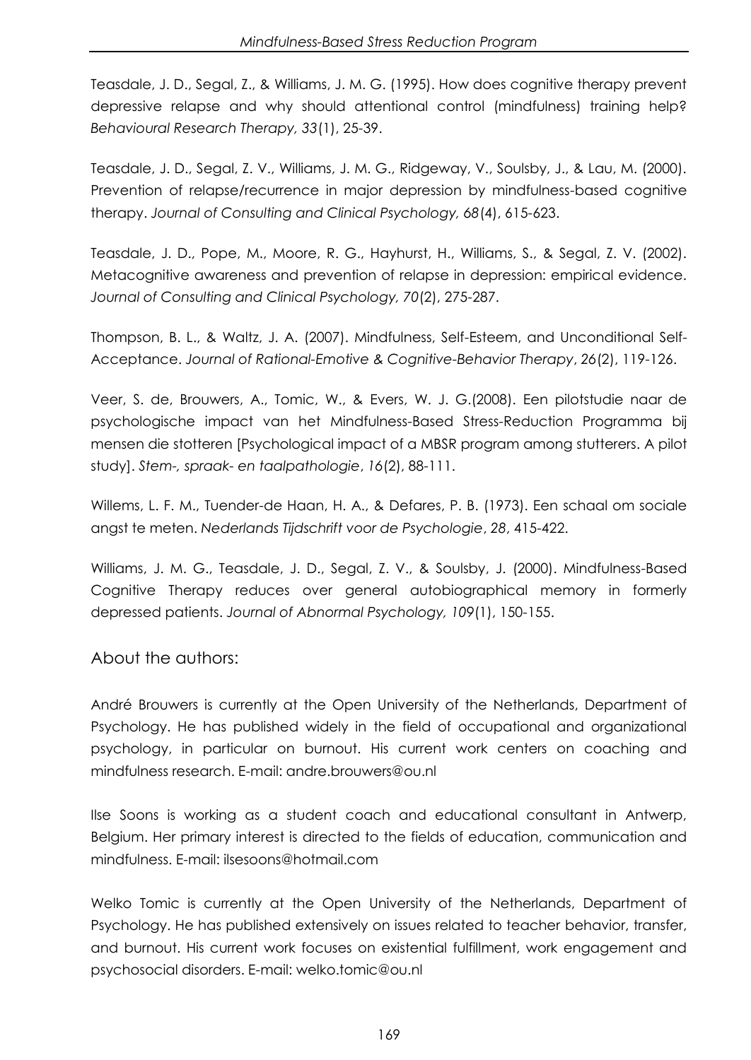Teasdale, J. D., Segal, Z., & Williams, J. M. G. (1995). How does cognitive therapy prevent depressive relapse and why should attentional control (mindfulness) training help? *Behavioural Research Therapy, 33*(1), 25-39.

Teasdale, J. D., Segal, Z. V., Williams, J. M. G., Ridgeway, V., Soulsby, J., & Lau, M. (2000). Prevention of relapse/recurrence in major depression by mindfulness-based cognitive therapy. *Journal of Consulting and Clinical Psychology, 68*(4), 615-623.

Teasdale, J. D., Pope, M., Moore, R. G., Hayhurst, H., Williams, S., & Segal, Z. V. (2002). Metacognitive awareness and prevention of relapse in depression: empirical evidence. *Journal of Consulting and Clinical Psychology, 70*(2), 275-287.

Thompson, B. L., & Waltz, J. A. (2007). Mindfulness, Self-Esteem, and Unconditional Self-Acceptance. *Journal of Rational-Emotive & Cognitive-Behavior Therapy*, *26*(2), 119-126.

Veer, S. de, Brouwers, A., Tomic, W., & Evers, W. J. G.(2008). Een pilotstudie naar de psychologische impact van het Mindfulness-Based Stress-Reduction Programma bij mensen die stotteren [Psychological impact of a MBSR program among stutterers. A pilot study]. *Stem-, spraak- en taalpathologie*, *16*(2), 88-111.

Willems, L. F. M., Tuender-de Haan, H. A., & Defares, P. B. (1973). Een schaal om sociale angst te meten. *Nederlands Tijdschrift voor de Psychologie*, *28*, 415-422.

Williams, J. M. G., Teasdale, J. D., Segal, Z. V., & Soulsby, J. (2000). Mindfulness-Based Cognitive Therapy reduces over general autobiographical memory in formerly depressed patients. *Journal of Abnormal Psychology, 109*(1), 150-155.

## About the authors:

André Brouwers is currently at the Open University of the Netherlands, Department of Psychology. He has published widely in the field of occupational and organizational psychology, in particular on burnout. His current work centers on coaching and mindfulness research. E-mail: andre.brouwers@ou.nl

Ilse Soons is working as a student coach and educational consultant in Antwerp, Belgium. Her primary interest is directed to the fields of education, communication and mindfulness. E-mail: ilsesoons@hotmail.com

Welko Tomic is currently at the Open University of the Netherlands, Department of Psychology. He has published extensively on issues related to teacher behavior, transfer, and burnout. His current work focuses on existential fulfillment, work engagement and psychosocial disorders. E-mail: welko.tomic@ou.nl